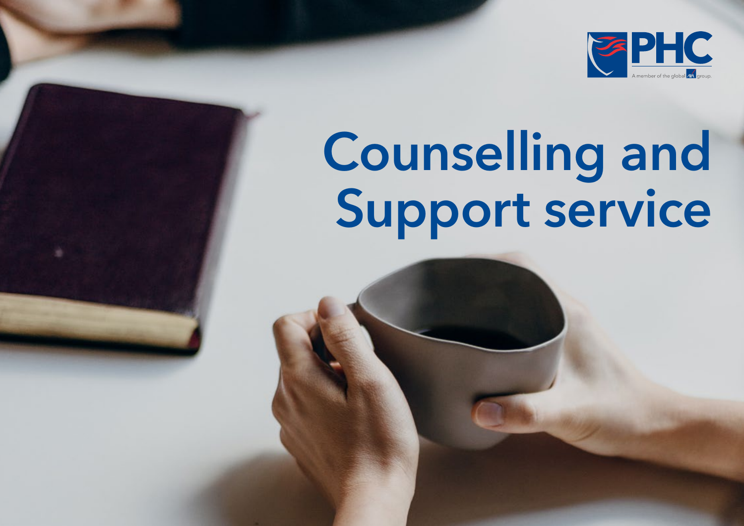PHC

A member of the global AXA group.

# Counselling and Support service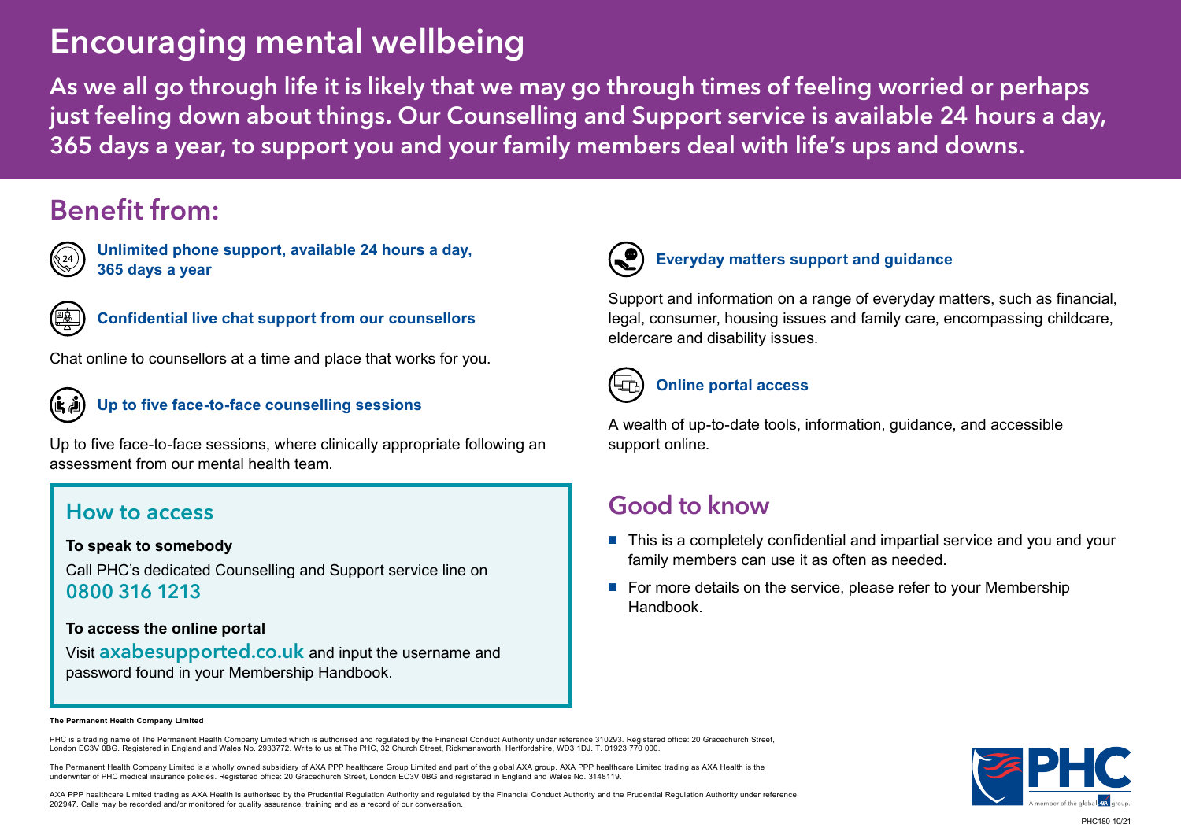# Encouraging mental wellbeing

**As we all go through life it is likely that we may go through times of feeling worried or perhaps just feeling down about things. Our Counselling and Support service is available 24 hours a day, 365 days a year, to support you and your family members deal with life's ups and downs.**

## Benefit from:

**Unlimited phone support, available 24 hours a day, 365 days a year**

**Confidential live chat support from our counsellors**

Chat online to counsellors at a time and place that works for you.

**Up to five face-to-face counselling sessions**

Up to five face-to-face sessions, where clinically appropriate following an assessment from our mental health team.

### How to access

**To speak to somebody**

Call PHC's dedicated Counselling and Support service line on
**0800 316 1213**

**To access the online portal**

Visit **axabesupported.co.uk** and input the username and password found in your Membership Handbook.

**Everyday matters support and guidance**

Support and information on a range of everyday matters, such as financial, legal, consumer, housing issues and family care, encompassing childcare, eldercare and disability issues.

**Online portal access**

A wealth of up-to-date tools, information, guidance, and accessible support online.

## Good to know

- This is a completely confidential and impartial service and you and your family members can use it as often as needed.
- For more details on the service, please refer to your Membership Handbook.

**The Permanent Health Company Limited**

PHC is a trading name of The Permanent Health Company Limited which is authorised and regulated by the Financial Conduct Authority under reference 310293. Registered office: 20 Gracechurch Street, London EC3V 0BG. Registered in England and Wales No. 2933772. Write to us at The PHC, 32 Church Street, Rickmansworth, Hertfordshire, WD3 1DJ. T. 01923 770 000.

The Permanent Health Company Limited is a wholly owned subsidiary of AXA PPP healthcare Group Limited and part of the global AXA group. AXA PPP healthcare Limited trading as AXA Health is the underwriter of PHC medical insurance policies. Registered office: 20 Gracechurch Street, London EC3V 0BG and registered in England and Wales No. 3148119.

AXA PPP healthcare Limited trading as AXA Health is authorised by the Prudential Regulation Authority and regulated by the Financial Conduct Authority and the Prudential Regulation Authority under reference 202947. Calls may be recorded and/or monitored for quality assurance, training and as a record of our conversation.

PHC

A member of the global AXA group.

PHC180 10/21